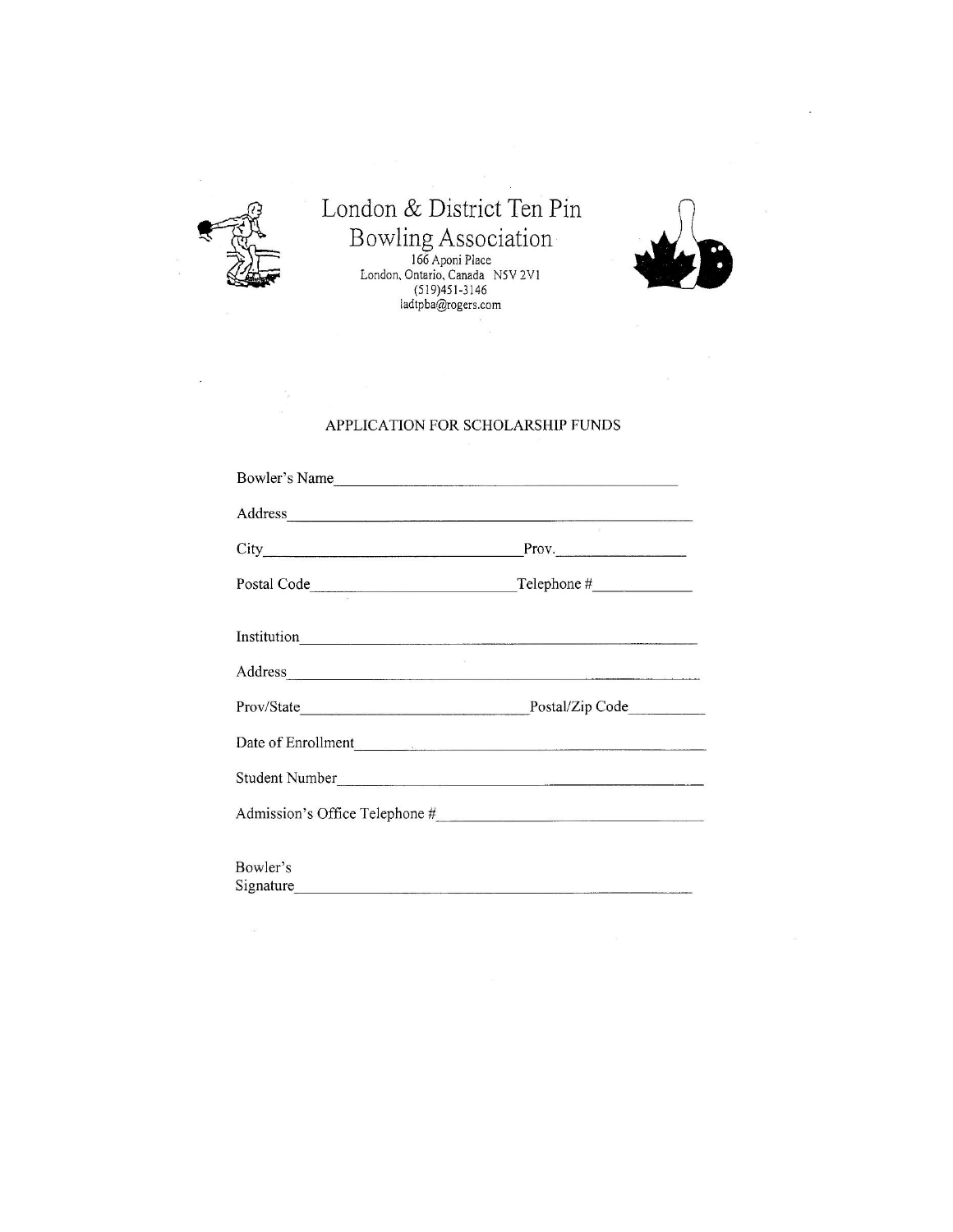# London & District Ten Pin Bowling Association

166 Aponi Place
London, Ontario, Canada N5V 2V1
(519)451-3146
ladtpba@rogers.com

## APPLICATION FOR SCHOLARSHIP FUNDS

Bowler's Name ____________________________________________

Address ____________________________________________

City ______________________________ Prov. ________________

Postal Code ________________________ Telephone # ____________

Institution ____________________________________________

Address ____________________________________________

Prov/State __________________________ Postal/Zip Code _________

Date of Enrollment ____________________________________________

Student Number ____________________________________________

Admission's Office Telephone # ______________________________

Bowler's
Signature ____________________________________________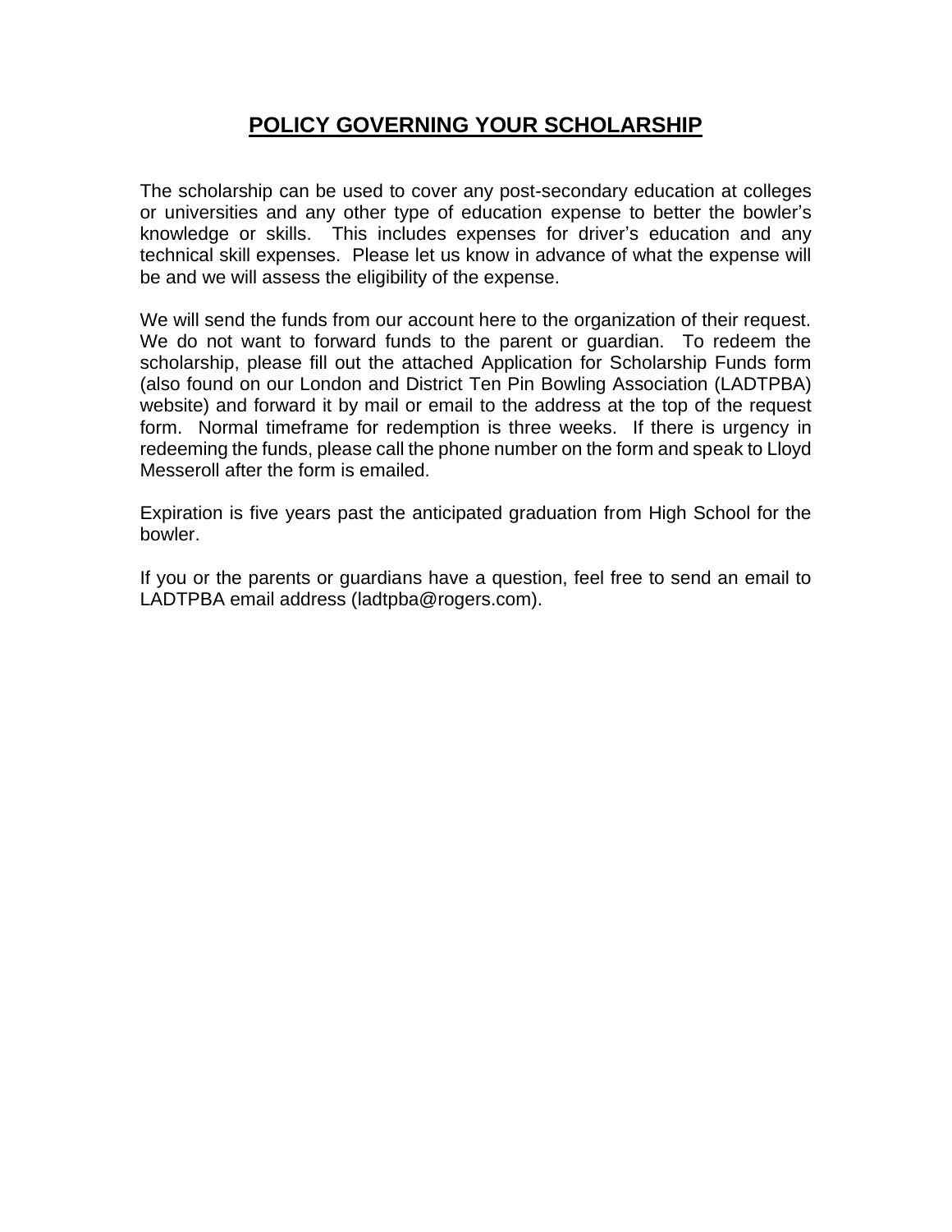# POLICY GOVERNING YOUR SCHOLARSHIP

The scholarship can be used to cover any post-secondary education at colleges or universities and any other type of education expense to better the bowler's knowledge or skills. This includes expenses for driver's education and any technical skill expenses. Please let us know in advance of what the expense will be and we will assess the eligibility of the expense.

We will send the funds from our account here to the organization of their request. We do not want to forward funds to the parent or guardian. To redeem the scholarship, please fill out the attached Application for Scholarship Funds form (also found on our London and District Ten Pin Bowling Association (LADTPBA) website) and forward it by mail or email to the address at the top of the request form. Normal timeframe for redemption is three weeks. If there is urgency in redeeming the funds, please call the phone number on the form and speak to Lloyd Messeroll after the form is emailed.

Expiration is five years past the anticipated graduation from High School for the bowler.

If you or the parents or guardians have a question, feel free to send an email to LADTPBA email address (ladtpba@rogers.com).